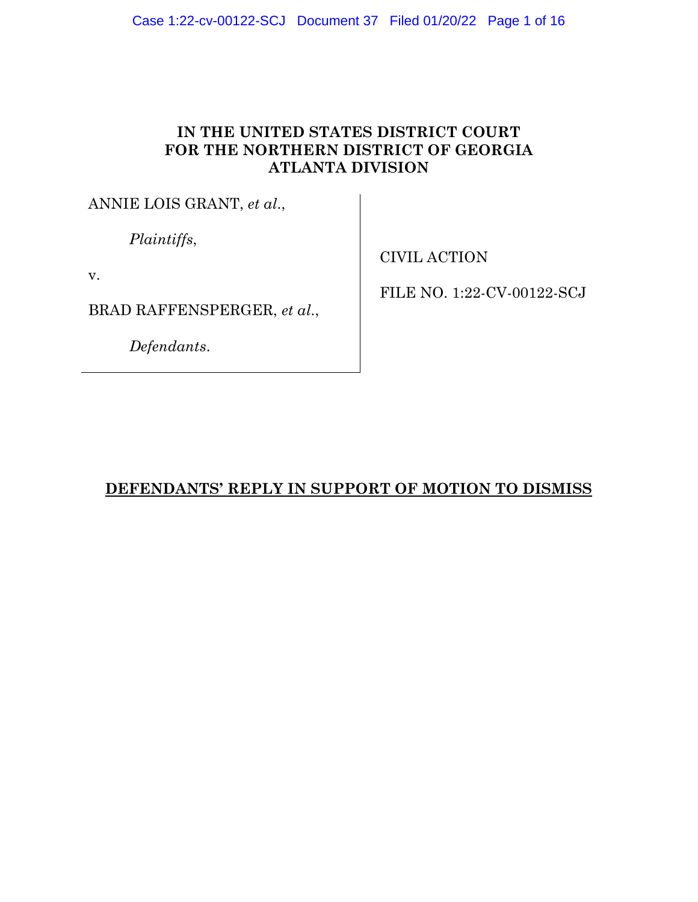**IN THE UNITED STATES DISTRICT COURT**
**FOR THE NORTHERN DISTRICT OF GEORGIA**
**ATLANTA DIVISION**

| | |
|---|---|
| ANNIE LOIS GRANT, *et al.*,<br><br>*Plaintiffs*,<br><br>v.<br><br>BRAD RAFFENSPERGER, *et al.*,<br><br>*Defendants*. | CIVIL ACTION<br><br>FILE NO. 1:22-CV-00122-SCJ |

**DEFENDANTS' REPLY IN SUPPORT OF MOTION TO DISMISS**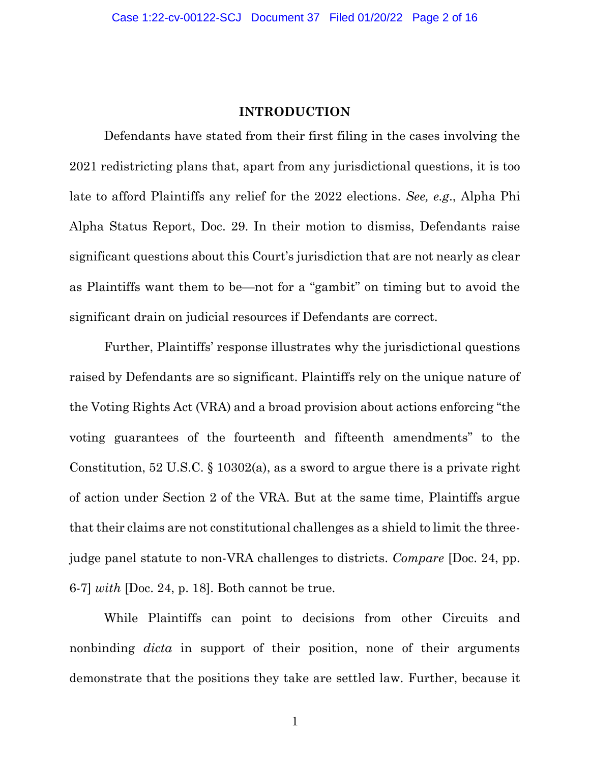## INTRODUCTION

Defendants have stated from their first filing in the cases involving the 2021 redistricting plans that, apart from any jurisdictional questions, it is too late to afford Plaintiffs any relief for the 2022 elections. *See, e.g.*, Alpha Phi Alpha Status Report, Doc. 29. In their motion to dismiss, Defendants raise significant questions about this Court's jurisdiction that are not nearly as clear as Plaintiffs want them to be—not for a "gambit" on timing but to avoid the significant drain on judicial resources if Defendants are correct.

Further, Plaintiffs' response illustrates why the jurisdictional questions raised by Defendants are so significant. Plaintiffs rely on the unique nature of the Voting Rights Act (VRA) and a broad provision about actions enforcing "the voting guarantees of the fourteenth and fifteenth amendments" to the Constitution, 52 U.S.C. § 10302(a), as a sword to argue there is a private right of action under Section 2 of the VRA. But at the same time, Plaintiffs argue that their claims are not constitutional challenges as a shield to limit the three-judge panel statute to non-VRA challenges to districts. *Compare* [Doc. 24, pp. 6-7] *with* [Doc. 24, p. 18]. Both cannot be true.

While Plaintiffs can point to decisions from other Circuits and nonbinding *dicta* in support of their position, none of their arguments demonstrate that the positions they take are settled law. Further, because it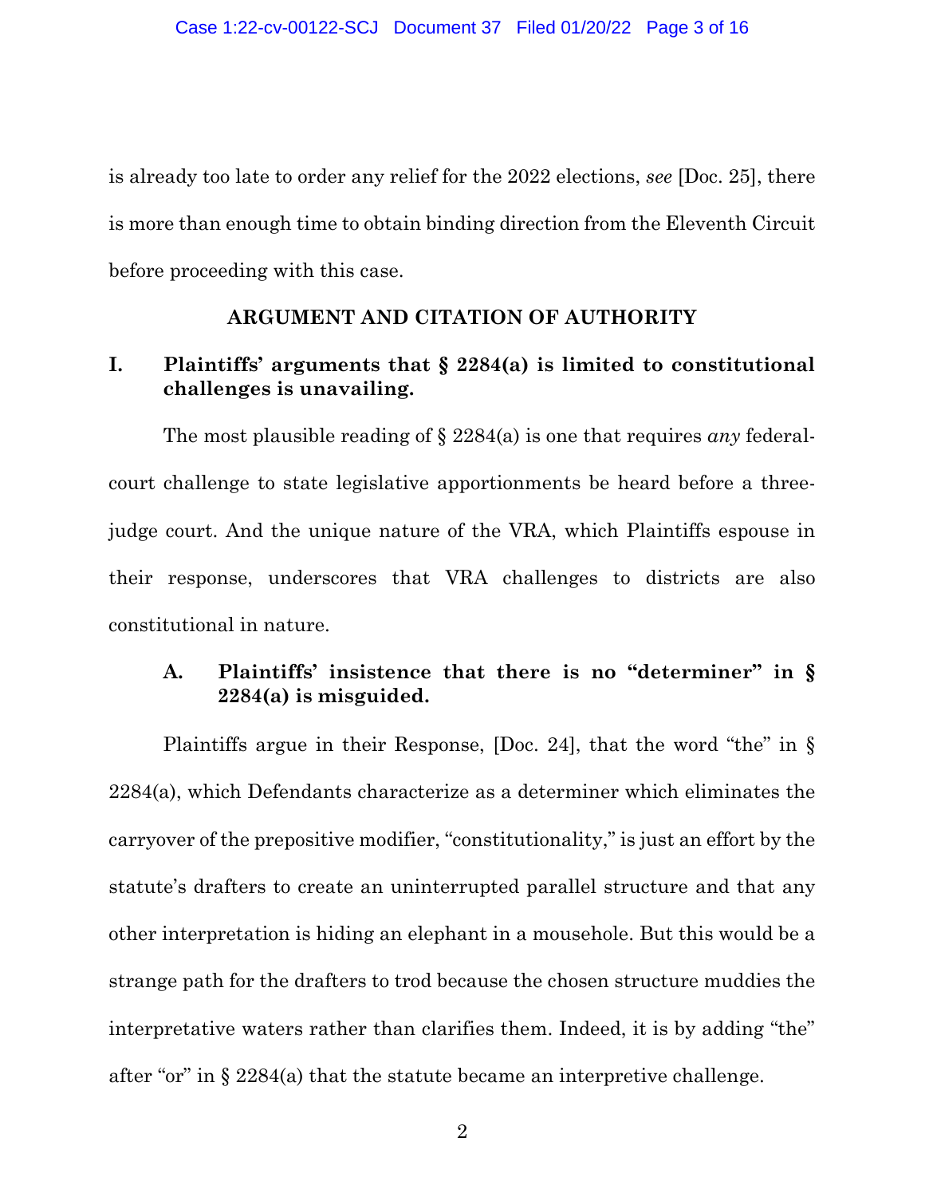is already too late to order any relief for the 2022 elections, *see* [Doc. 25], there is more than enough time to obtain binding direction from the Eleventh Circuit before proceeding with this case.

## ARGUMENT AND CITATION OF AUTHORITY

### I. Plaintiffs' arguments that § 2284(a) is limited to constitutional challenges is unavailing.

The most plausible reading of § 2284(a) is one that requires *any* federal-court challenge to state legislative apportionments be heard before a three-judge court. And the unique nature of the VRA, which Plaintiffs espouse in their response, underscores that VRA challenges to districts are also constitutional in nature.

#### A. Plaintiffs' insistence that there is no "determiner" in § 2284(a) is misguided.

Plaintiffs argue in their Response, [Doc. 24], that the word "the" in § 2284(a), which Defendants characterize as a determiner which eliminates the carryover of the prepositive modifier, "constitutionality," is just an effort by the statute's drafters to create an uninterrupted parallel structure and that any other interpretation is hiding an elephant in a mousehole. But this would be a strange path for the drafters to trod because the chosen structure muddies the interpretative waters rather than clarifies them. Indeed, it is by adding "the" after "or" in § 2284(a) that the statute became an interpretive challenge.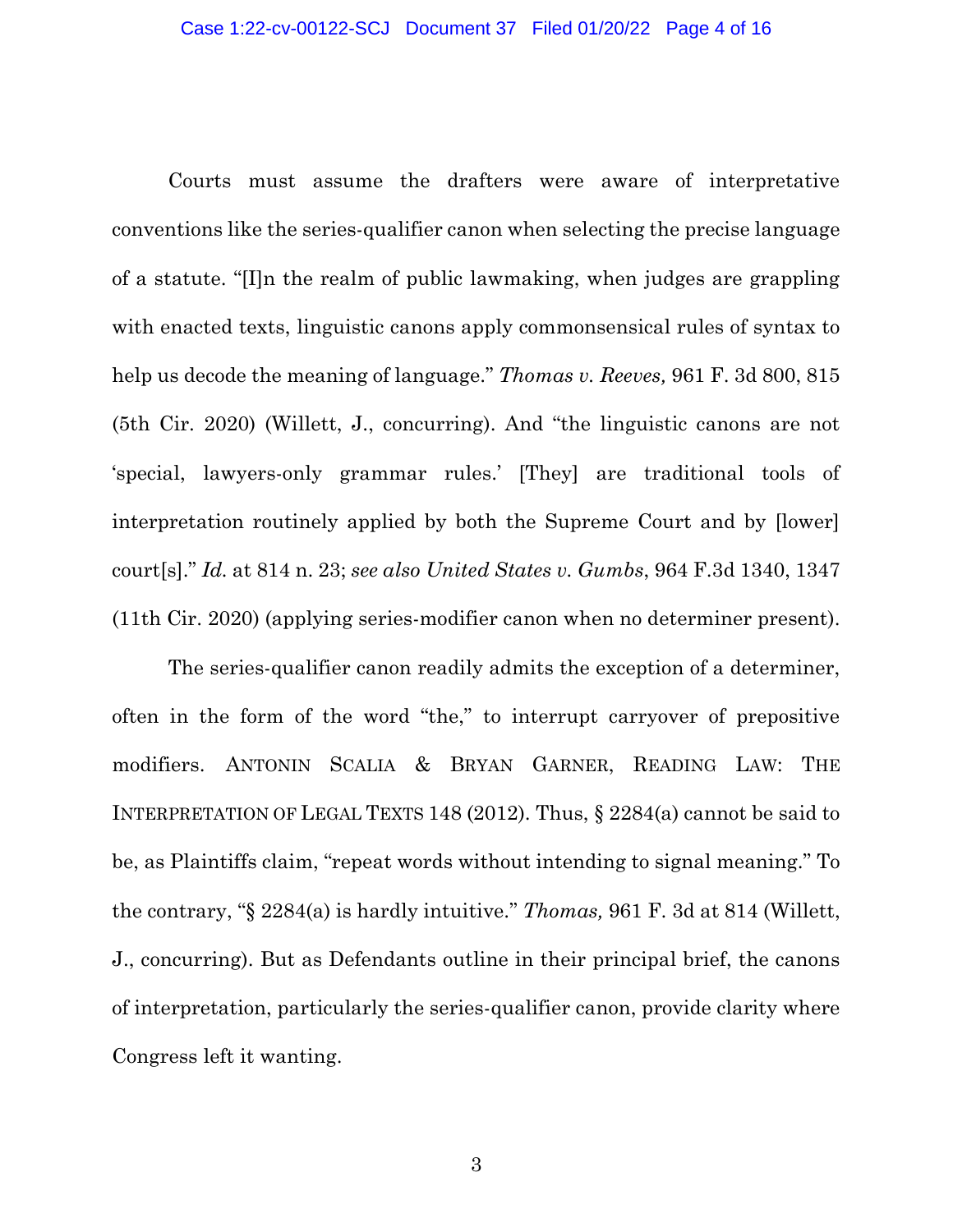Courts must assume the drafters were aware of interpretative conventions like the series-qualifier canon when selecting the precise language of a statute. "[I]n the realm of public lawmaking, when judges are grappling with enacted texts, linguistic canons apply commonsensical rules of syntax to help us decode the meaning of language." *Thomas v. Reeves,* 961 F. 3d 800, 815 (5th Cir. 2020) (Willett, J., concurring). And "the linguistic canons are not 'special, lawyers-only grammar rules.' [They] are traditional tools of interpretation routinely applied by both the Supreme Court and by [lower] court[s]." *Id.* at 814 n. 23; *see also United States v. Gumbs*, 964 F.3d 1340, 1347 (11th Cir. 2020) (applying series-modifier canon when no determiner present).

The series-qualifier canon readily admits the exception of a determiner, often in the form of the word "the," to interrupt carryover of prepositive modifiers. ANTONIN SCALIA & BRYAN GARNER, READING LAW: THE INTERPRETATION OF LEGAL TEXTS 148 (2012). Thus, § 2284(a) cannot be said to be, as Plaintiffs claim, "repeat words without intending to signal meaning." To the contrary, "§ 2284(a) is hardly intuitive." *Thomas,* 961 F. 3d at 814 (Willett, J., concurring). But as Defendants outline in their principal brief, the canons of interpretation, particularly the series-qualifier canon, provide clarity where Congress left it wanting.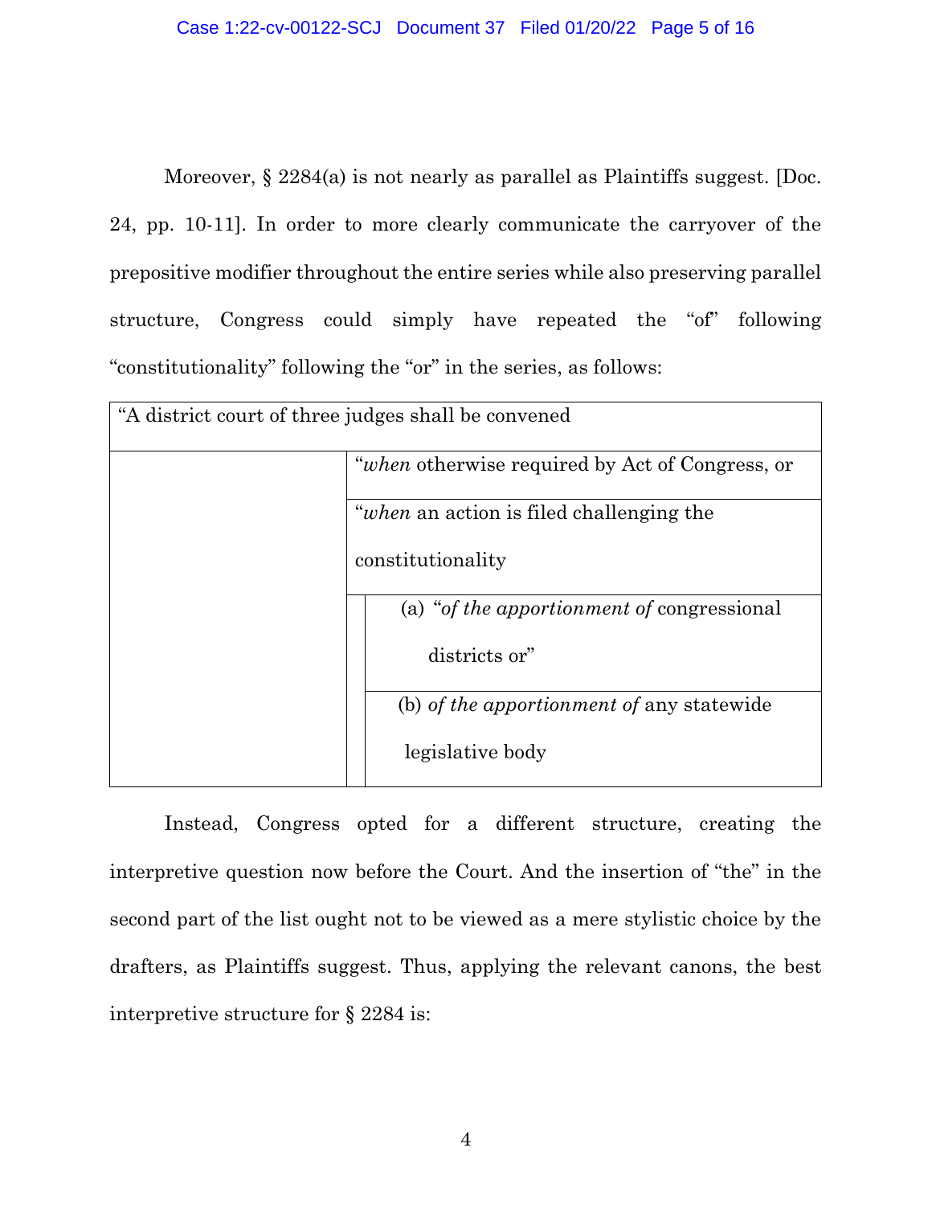Moreover, § 2284(a) is not nearly as parallel as Plaintiffs suggest. [Doc. 24, pp. 10-11]. In order to more clearly communicate the carryover of the prepositive modifier throughout the entire series while also preserving parallel structure, Congress could simply have repeated the "of" following "constitutionality" following the "or" in the series, as follows:

| "A district court of three judges shall be convened | | |
|---|---|---|
| | "*when* otherwise required by Act of Congress, or | |
| | "*when* an action is filed challenging the constitutionality | |
| | | (a) "*of the apportionment of* congressional districts or" |
| | | (b) *of the apportionment of* any statewide legislative body |

Instead, Congress opted for a different structure, creating the interpretive question now before the Court. And the insertion of "the" in the second part of the list ought not to be viewed as a mere stylistic choice by the drafters, as Plaintiffs suggest. Thus, applying the relevant canons, the best interpretive structure for § 2284 is: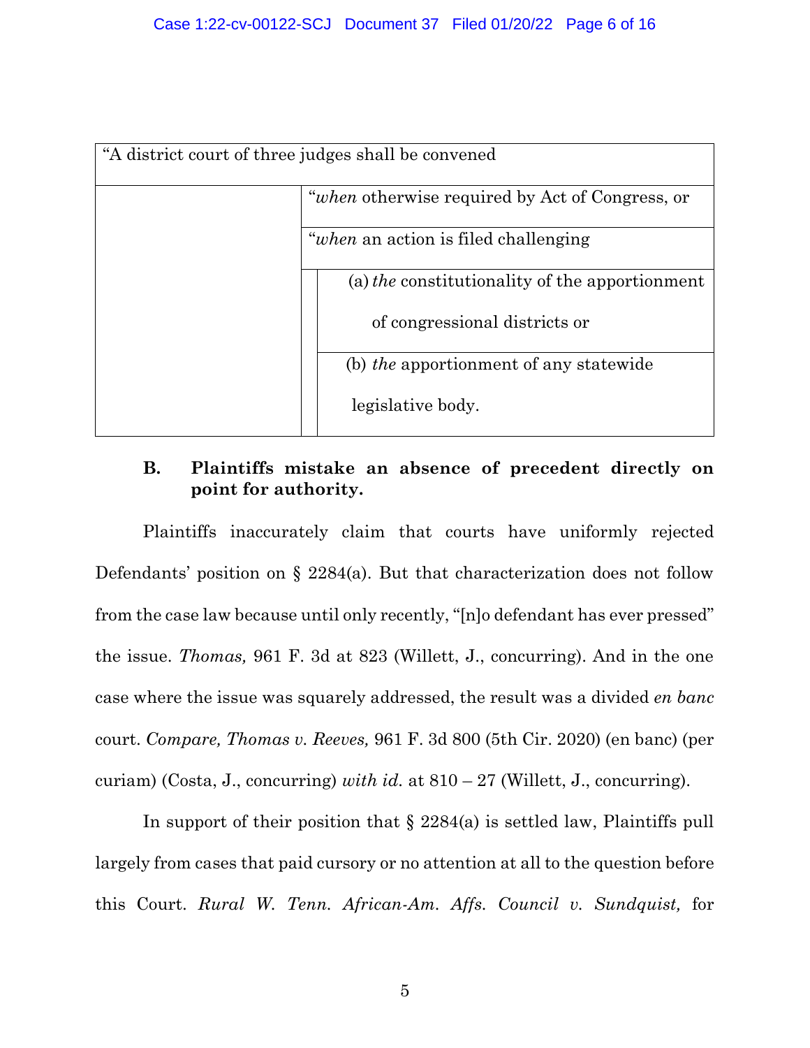| "A district court of three judges shall be convened | | |
|---|---|---|
| | "*when* otherwise required by Act of Congress, or | |
| | "*when* an action is filed challenging | |
| | | (a) *the* constitutionality of the apportionment of congressional districts or |
| | | (b) *the* apportionment of any statewide legislative body. |

### B. Plaintiffs mistake an absence of precedent directly on point for authority.

Plaintiffs inaccurately claim that courts have uniformly rejected Defendants' position on § 2284(a). But that characterization does not follow from the case law because until only recently, "[n]o defendant has ever pressed" the issue. *Thomas,* 961 F. 3d at 823 (Willett, J., concurring). And in the one case where the issue was squarely addressed, the result was a divided *en banc* court. *Compare, Thomas v. Reeves,* 961 F. 3d 800 (5th Cir. 2020) (en banc) (per curiam) (Costa, J., concurring) *with id.* at 810 – 27 (Willett, J., concurring).

In support of their position that § 2284(a) is settled law, Plaintiffs pull largely from cases that paid cursory or no attention at all to the question before this Court. *Rural W. Tenn. African-Am. Affs. Council v. Sundquist,* for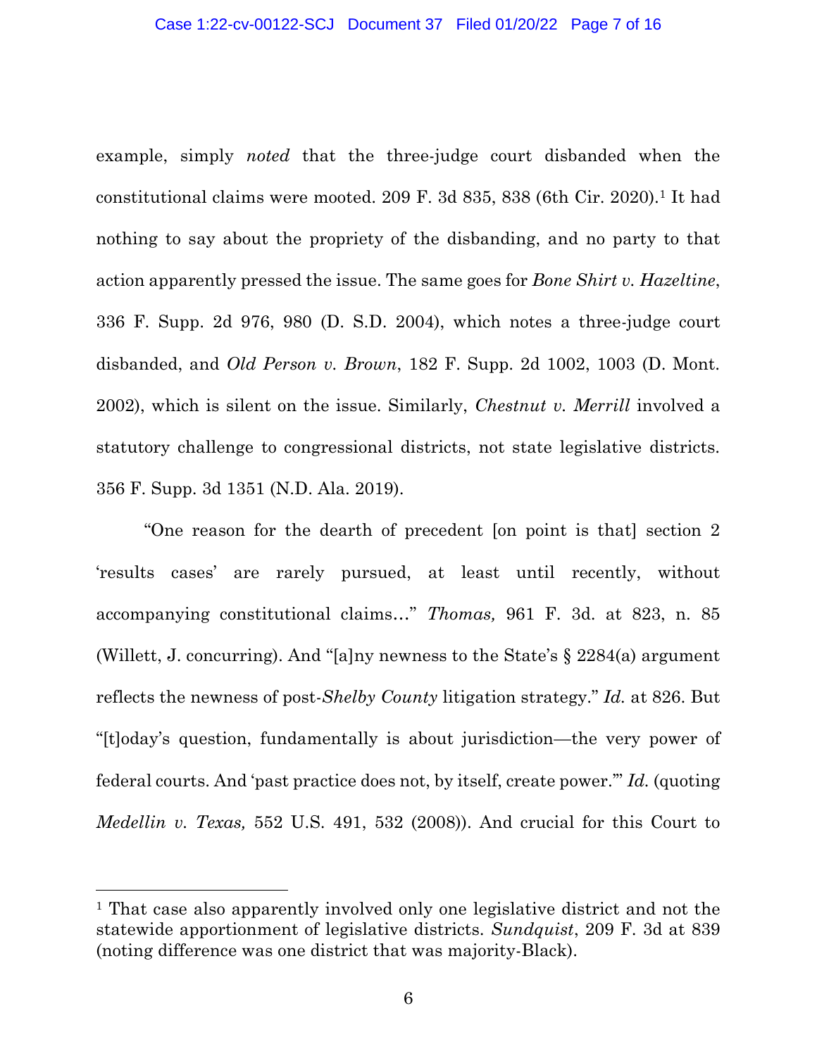example, simply *noted* that the three-judge court disbanded when the constitutional claims were mooted. 209 F. 3d 835, 838 (6th Cir. 2020).[1] It had nothing to say about the propriety of the disbanding, and no party to that action apparently pressed the issue. The same goes for *Bone Shirt v. Hazeltine*, 336 F. Supp. 2d 976, 980 (D. S.D. 2004), which notes a three-judge court disbanded, and *Old Person v. Brown*, 182 F. Supp. 2d 1002, 1003 (D. Mont. 2002), which is silent on the issue. Similarly, *Chestnut v. Merrill* involved a statutory challenge to congressional districts, not state legislative districts. 356 F. Supp. 3d 1351 (N.D. Ala. 2019).

"One reason for the dearth of precedent [on point is that] section 2 'results cases' are rarely pursued, at least until recently, without accompanying constitutional claims…" *Thomas,* 961 F. 3d. at 823, n. 85 (Willett, J. concurring). And "[a]ny newness to the State's § 2284(a) argument reflects the newness of post-*Shelby County* litigation strategy." *Id.* at 826. But "[t]oday's question, fundamentally is about jurisdiction—the very power of federal courts. And 'past practice does not, by itself, create power.'" *Id.* (quoting *Medellin v. Texas,* 552 U.S. 491, 532 (2008)). And crucial for this Court to

---

[1] That case also apparently involved only one legislative district and not the statewide apportionment of legislative districts. *Sundquist*, 209 F. 3d at 839 (noting difference was one district that was majority-Black).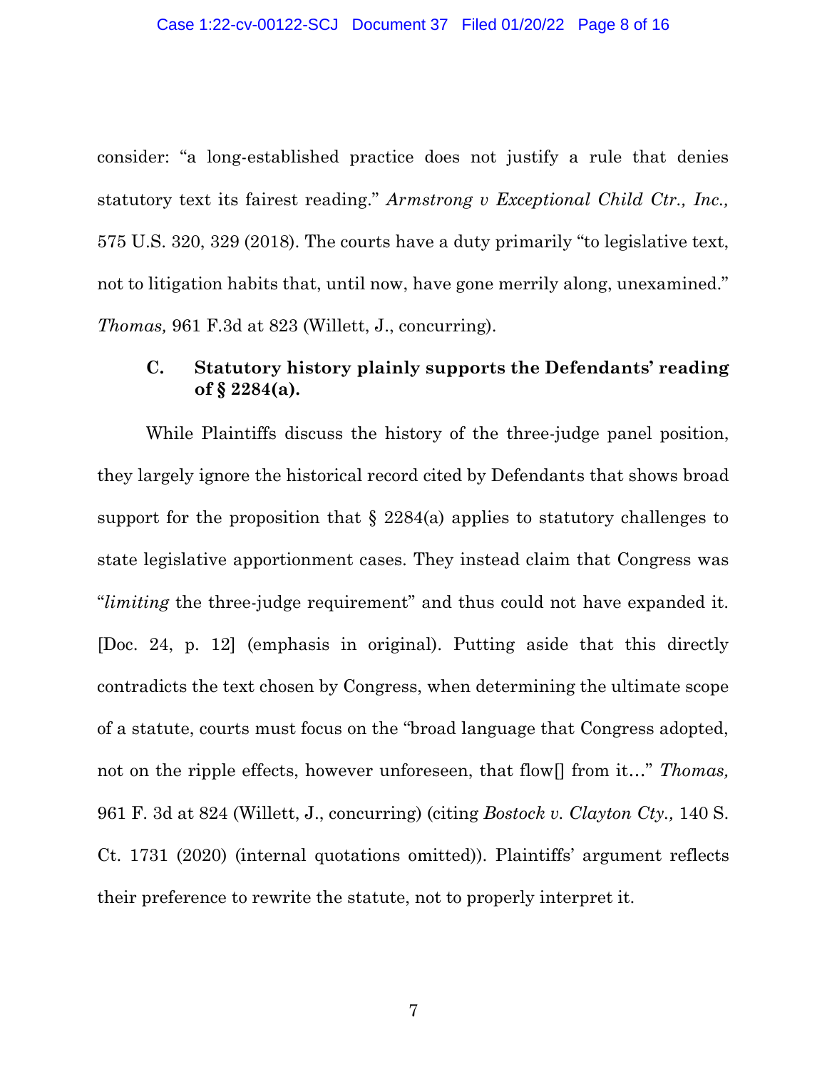consider: "a long-established practice does not justify a rule that denies statutory text its fairest reading." *Armstrong v Exceptional Child Ctr., Inc.,* 575 U.S. 320, 329 (2018). The courts have a duty primarily "to legislative text, not to litigation habits that, until now, have gone merrily along, unexamined." *Thomas,* 961 F.3d at 823 (Willett, J., concurring).

### C. Statutory history plainly supports the Defendants' reading of § 2284(a).

While Plaintiffs discuss the history of the three-judge panel position, they largely ignore the historical record cited by Defendants that shows broad support for the proposition that § 2284(a) applies to statutory challenges to state legislative apportionment cases. They instead claim that Congress was "*limiting* the three-judge requirement" and thus could not have expanded it. [Doc. 24, p. 12] (emphasis in original). Putting aside that this directly contradicts the text chosen by Congress, when determining the ultimate scope of a statute, courts must focus on the "broad language that Congress adopted, not on the ripple effects, however unforeseen, that flow[] from it…" *Thomas,* 961 F. 3d at 824 (Willett, J., concurring) (citing *Bostock v. Clayton Cty.,* 140 S. Ct. 1731 (2020) (internal quotations omitted)). Plaintiffs' argument reflects their preference to rewrite the statute, not to properly interpret it.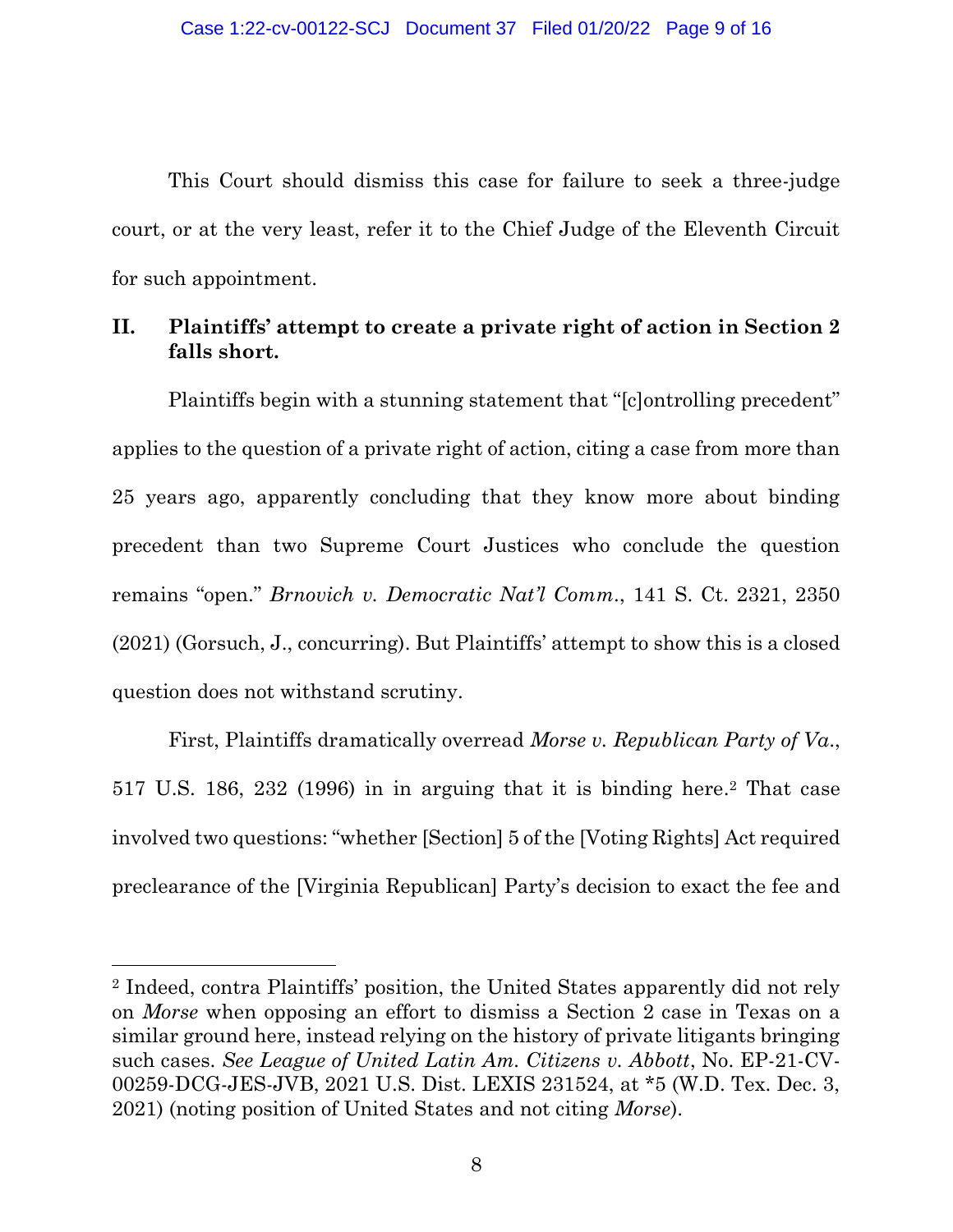This Court should dismiss this case for failure to seek a three-judge court, or at the very least, refer it to the Chief Judge of the Eleventh Circuit for such appointment.

## II. Plaintiffs' attempt to create a private right of action in Section 2 falls short.

Plaintiffs begin with a stunning statement that "[c]ontrolling precedent" applies to the question of a private right of action, citing a case from more than 25 years ago, apparently concluding that they know more about binding precedent than two Supreme Court Justices who conclude the question remains "open." *Brnovich v. Democratic Nat'l Comm.*, 141 S. Ct. 2321, 2350 (2021) (Gorsuch, J., concurring). But Plaintiffs' attempt to show this is a closed question does not withstand scrutiny.

First, Plaintiffs dramatically overread *Morse v. Republican Party of Va.*, 517 U.S. 186, 232 (1996) in in arguing that it is binding here.[2] That case involved two questions: "whether [Section] 5 of the [Voting Rights] Act required preclearance of the [Virginia Republican] Party's decision to exact the fee and

---

[2] Indeed, contra Plaintiffs' position, the United States apparently did not rely on *Morse* when opposing an effort to dismiss a Section 2 case in Texas on a similar ground here, instead relying on the history of private litigants bringing such cases. *See League of United Latin Am. Citizens v. Abbott*, No. EP-21-CV-00259-DCG-JES-JVB, 2021 U.S. Dist. LEXIS 231524, at *5 (W.D. Tex. Dec. 3, 2021) (noting position of United States and not citing *Morse*).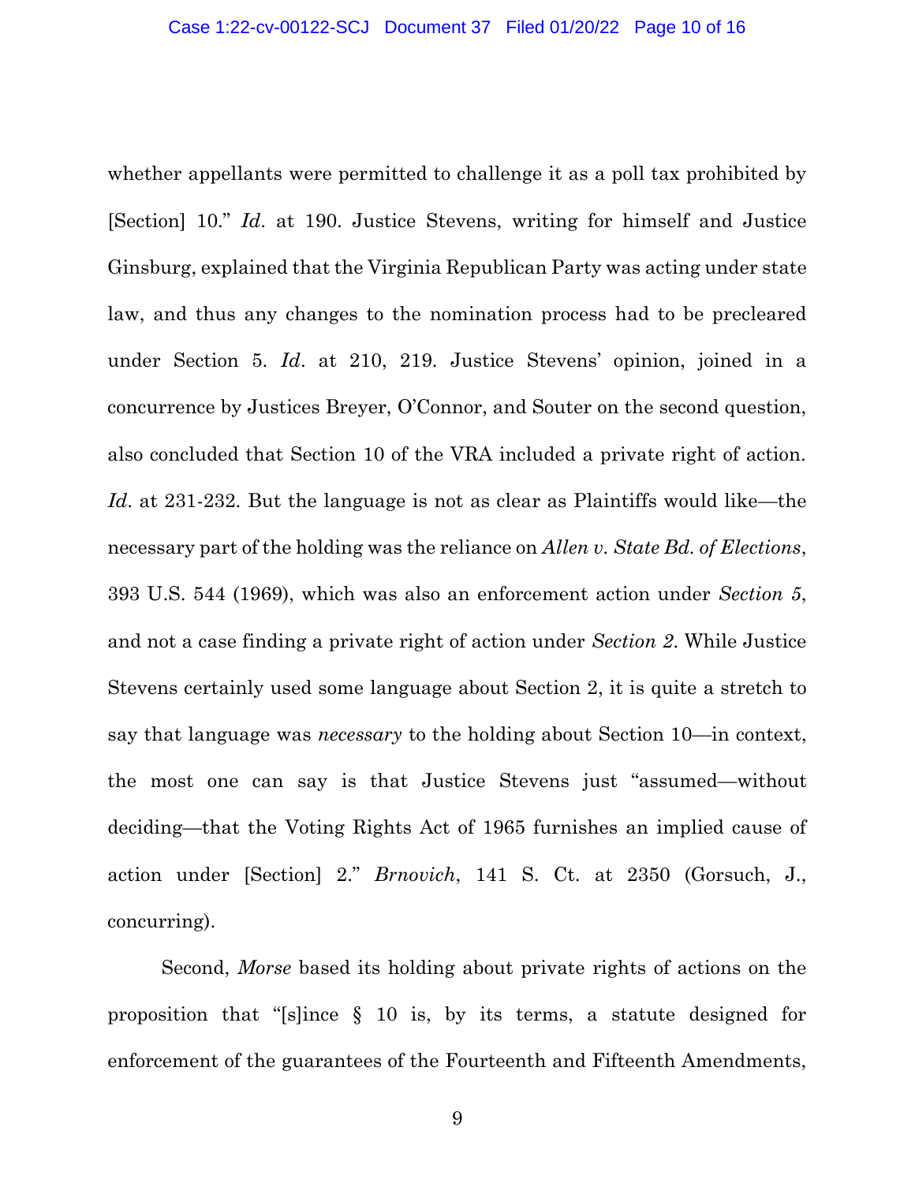whether appellants were permitted to challenge it as a poll tax prohibited by [Section] 10." *Id*. at 190. Justice Stevens, writing for himself and Justice Ginsburg, explained that the Virginia Republican Party was acting under state law, and thus any changes to the nomination process had to be precleared under Section 5. *Id*. at 210, 219. Justice Stevens' opinion, joined in a concurrence by Justices Breyer, O'Connor, and Souter on the second question, also concluded that Section 10 of the VRA included a private right of action. *Id*. at 231-232. But the language is not as clear as Plaintiffs would like—the necessary part of the holding was the reliance on *Allen v. State Bd. of Elections*, 393 U.S. 544 (1969), which was also an enforcement action under *Section 5*, and not a case finding a private right of action under *Section 2*. While Justice Stevens certainly used some language about Section 2, it is quite a stretch to say that language was *necessary* to the holding about Section 10—in context, the most one can say is that Justice Stevens just "assumed—without deciding—that the Voting Rights Act of 1965 furnishes an implied cause of action under [Section] 2." *Brnovich*, 141 S. Ct. at 2350 (Gorsuch, J., concurring).

Second, *Morse* based its holding about private rights of actions on the proposition that "[s]ince § 10 is, by its terms, a statute designed for enforcement of the guarantees of the Fourteenth and Fifteenth Amendments,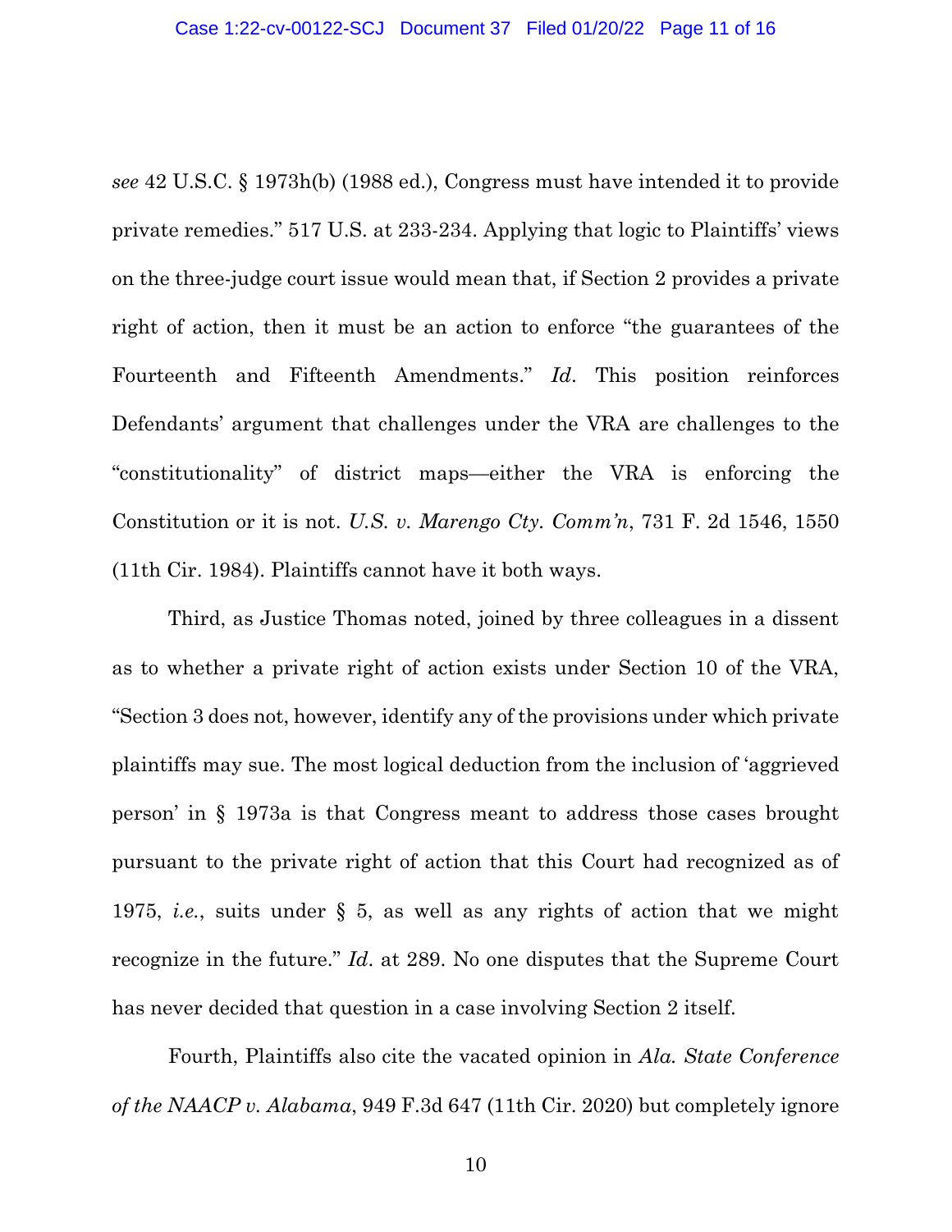*see* 42 U.S.C. § 1973h(b) (1988 ed.), Congress must have intended it to provide private remedies." 517 U.S. at 233-234. Applying that logic to Plaintiffs' views on the three-judge court issue would mean that, if Section 2 provides a private right of action, then it must be an action to enforce "the guarantees of the Fourteenth and Fifteenth Amendments." *Id*. This position reinforces Defendants' argument that challenges under the VRA are challenges to the "constitutionality" of district maps—either the VRA is enforcing the Constitution or it is not. *U.S. v. Marengo Cty. Comm'n*, 731 F. 2d 1546, 1550 (11th Cir. 1984). Plaintiffs cannot have it both ways.

Third, as Justice Thomas noted, joined by three colleagues in a dissent as to whether a private right of action exists under Section 10 of the VRA, "Section 3 does not, however, identify any of the provisions under which private plaintiffs may sue. The most logical deduction from the inclusion of 'aggrieved person' in § 1973a is that Congress meant to address those cases brought pursuant to the private right of action that this Court had recognized as of 1975, *i.e.*, suits under § 5, as well as any rights of action that we might recognize in the future." *Id*. at 289. No one disputes that the Supreme Court has never decided that question in a case involving Section 2 itself.

Fourth, Plaintiffs also cite the vacated opinion in *Ala. State Conference of the NAACP v. Alabama*, 949 F.3d 647 (11th Cir. 2020) but completely ignore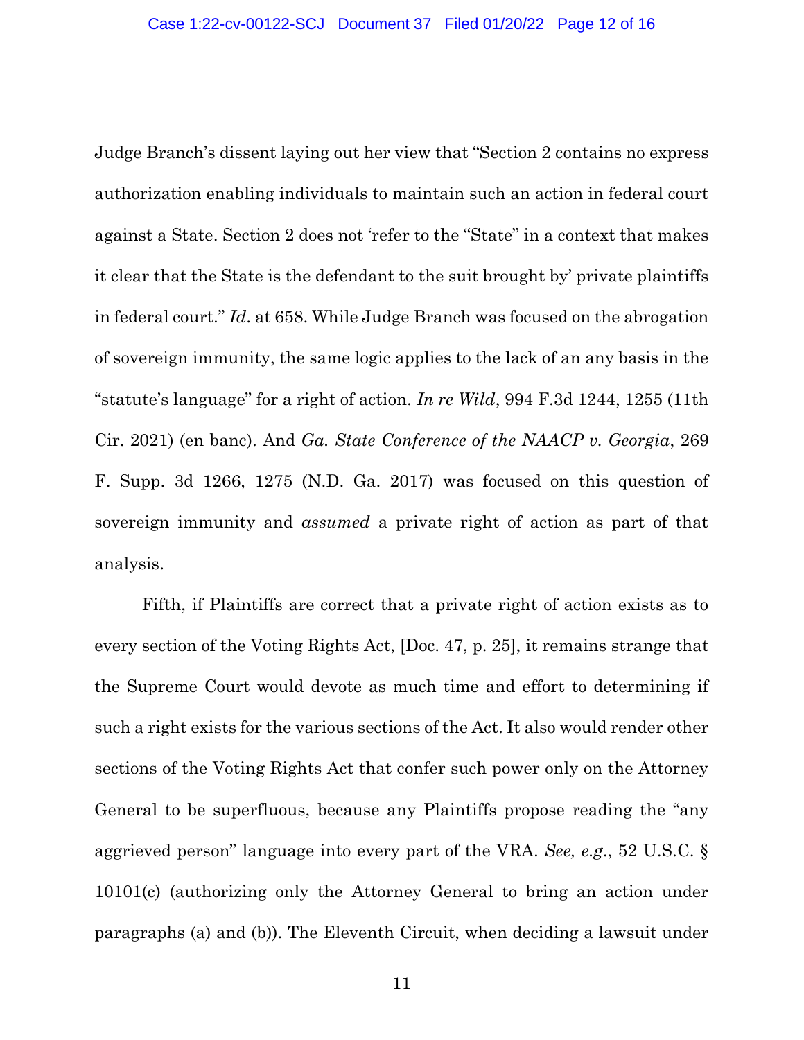Judge Branch's dissent laying out her view that "Section 2 contains no express authorization enabling individuals to maintain such an action in federal court against a State. Section 2 does not 'refer to the "State" in a context that makes it clear that the State is the defendant to the suit brought by' private plaintiffs in federal court." *Id*. at 658. While Judge Branch was focused on the abrogation of sovereign immunity, the same logic applies to the lack of an any basis in the "statute's language" for a right of action. *In re Wild*, 994 F.3d 1244, 1255 (11th Cir. 2021) (en banc). And *Ga. State Conference of the NAACP v. Georgia*, 269 F. Supp. 3d 1266, 1275 (N.D. Ga. 2017) was focused on this question of sovereign immunity and *assumed* a private right of action as part of that analysis.

Fifth, if Plaintiffs are correct that a private right of action exists as to every section of the Voting Rights Act, [Doc. 47, p. 25], it remains strange that the Supreme Court would devote as much time and effort to determining if such a right exists for the various sections of the Act. It also would render other sections of the Voting Rights Act that confer such power only on the Attorney General to be superfluous, because any Plaintiffs propose reading the "any aggrieved person" language into every part of the VRA. *See, e.g.*, 52 U.S.C. § 10101(c) (authorizing only the Attorney General to bring an action under paragraphs (a) and (b)). The Eleventh Circuit, when deciding a lawsuit under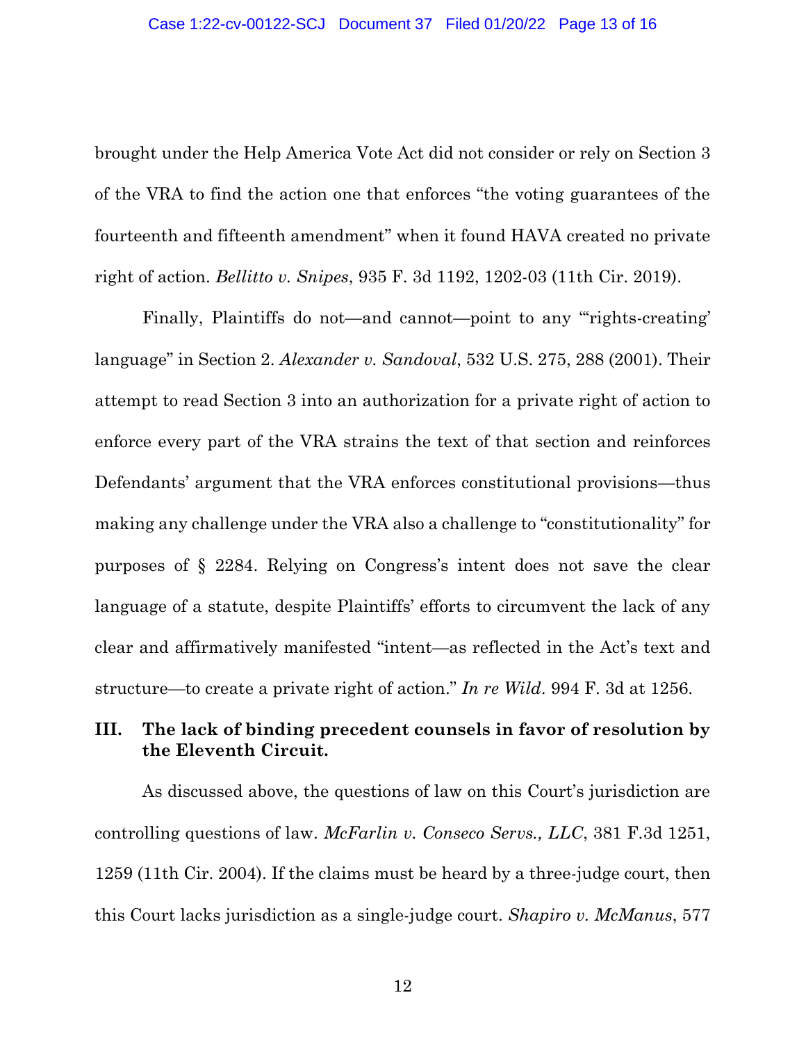brought under the Help America Vote Act did not consider or rely on Section 3 of the VRA to find the action one that enforces "the voting guarantees of the fourteenth and fifteenth amendment" when it found HAVA created no private right of action. *Bellitto v. Snipes*, 935 F. 3d 1192, 1202-03 (11th Cir. 2019).

Finally, Plaintiffs do not—and cannot—point to any "'rights-creating' language" in Section 2. *Alexander v. Sandoval*, 532 U.S. 275, 288 (2001). Their attempt to read Section 3 into an authorization for a private right of action to enforce every part of the VRA strains the text of that section and reinforces Defendants' argument that the VRA enforces constitutional provisions—thus making any challenge under the VRA also a challenge to "constitutionality" for purposes of § 2284. Relying on Congress's intent does not save the clear language of a statute, despite Plaintiffs' efforts to circumvent the lack of any clear and affirmatively manifested "intent—as reflected in the Act's text and structure—to create a private right of action." *In re Wild*. 994 F. 3d at 1256.

## III. The lack of binding precedent counsels in favor of resolution by the Eleventh Circuit.

As discussed above, the questions of law on this Court's jurisdiction are controlling questions of law. *McFarlin v. Conseco Servs., LLC*, 381 F.3d 1251, 1259 (11th Cir. 2004). If the claims must be heard by a three-judge court, then this Court lacks jurisdiction as a single-judge court. *Shapiro v. McManus*, 577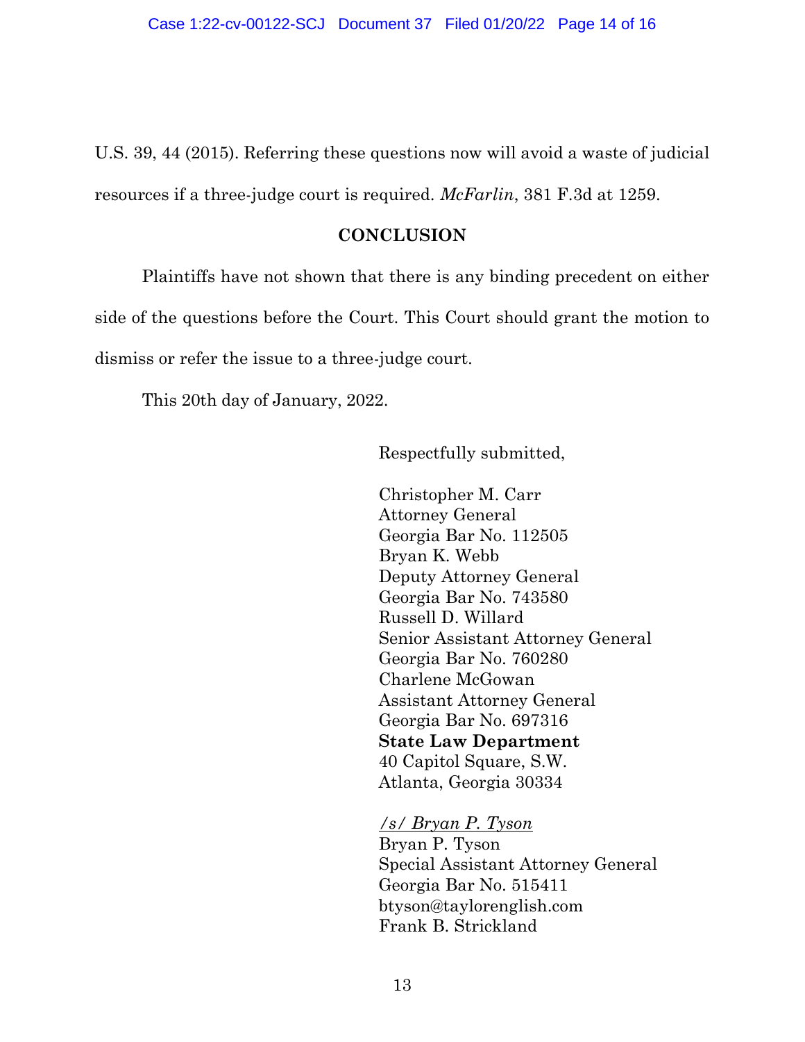U.S. 39, 44 (2015). Referring these questions now will avoid a waste of judicial resources if a three-judge court is required. *McFarlin*, 381 F.3d at 1259.

**CONCLUSION**

Plaintiffs have not shown that there is any binding precedent on either side of the questions before the Court. This Court should grant the motion to dismiss or refer the issue to a three-judge court.

This 20th day of January, 2022.

Respectfully submitted,

Christopher M. Carr
Attorney General
Georgia Bar No. 112505
Bryan K. Webb
Deputy Attorney General
Georgia Bar No. 743580
Russell D. Willard
Senior Assistant Attorney General
Georgia Bar No. 760280
Charlene McGowan
Assistant Attorney General
Georgia Bar No. 697316
**State Law Department**
40 Capitol Square, S.W.
Atlanta, Georgia 30334

*<u>/s/ Bryan P. Tyson</u>*
Bryan P. Tyson
Special Assistant Attorney General
Georgia Bar No. 515411
btyson@taylorenglish.com
Frank B. Strickland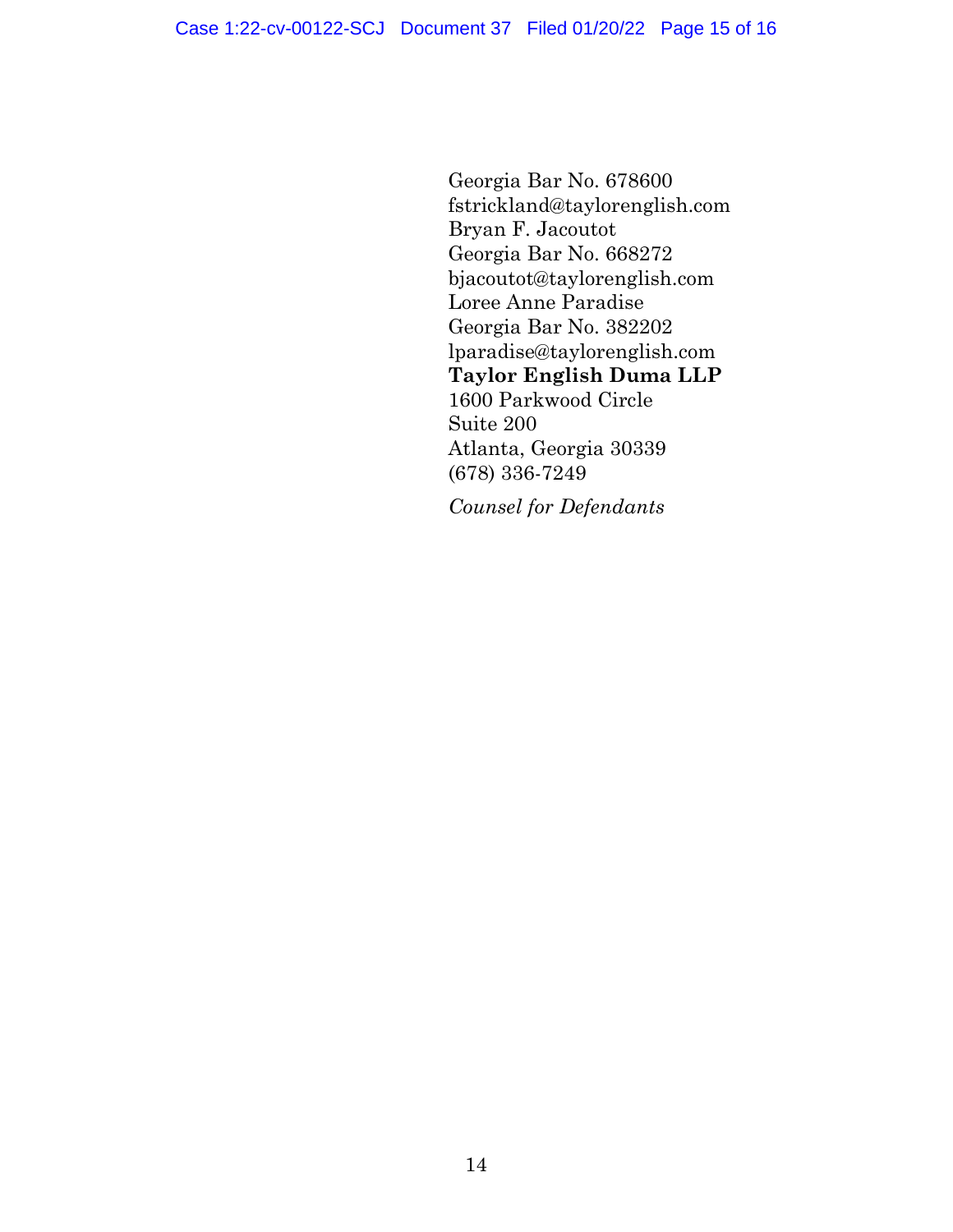Georgia Bar No. 678600
fstrickland@taylorenglish.com
Bryan F. Jacoutot
Georgia Bar No. 668272
bjacoutot@taylorenglish.com
Loree Anne Paradise
Georgia Bar No. 382202
lparadise@taylorenglish.com
**Taylor English Duma LLP**
1600 Parkwood Circle
Suite 200
Atlanta, Georgia 30339
(678) 336-7249

*Counsel for Defendants*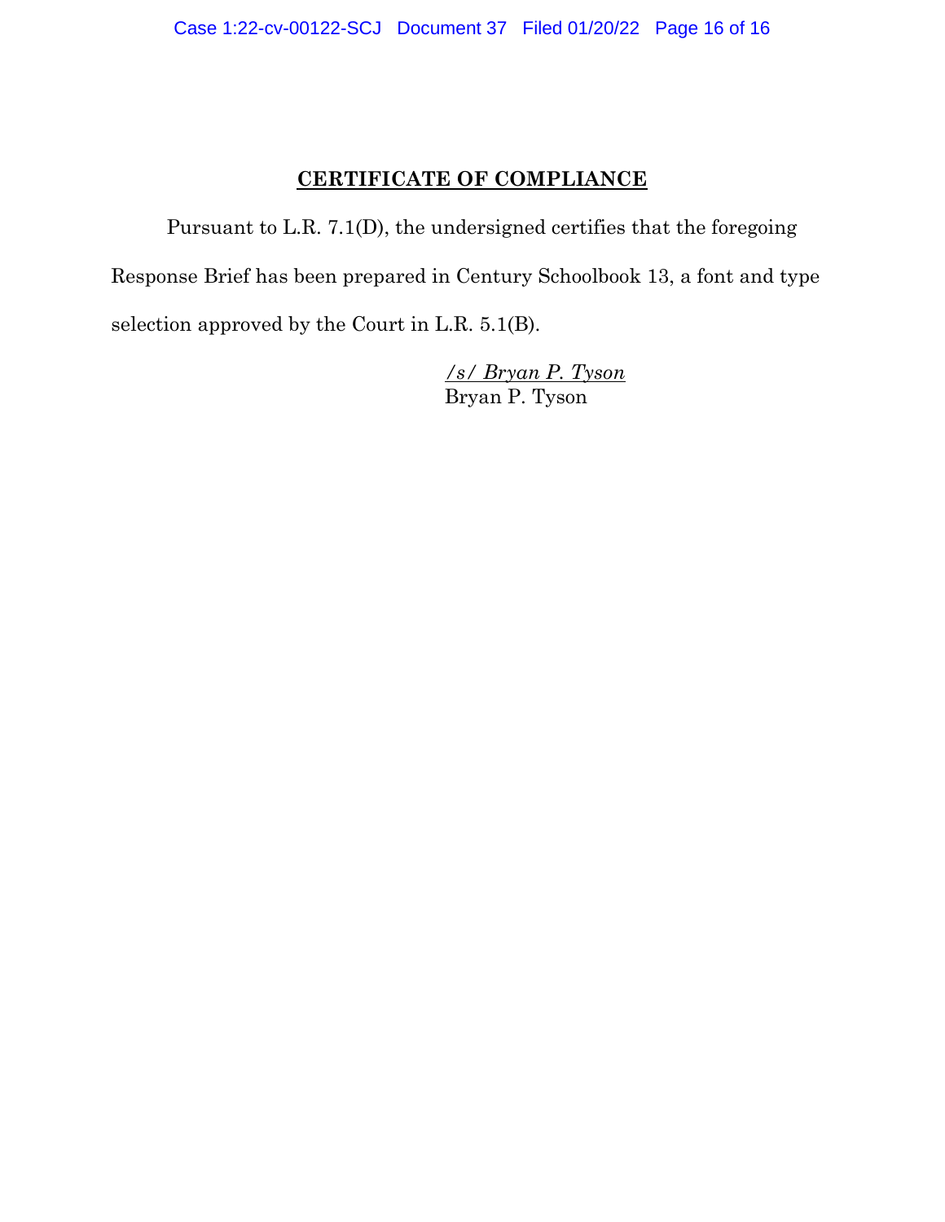## **CERTIFICATE OF COMPLIANCE**

Pursuant to L.R. 7.1(D), the undersigned certifies that the foregoing Response Brief has been prepared in Century Schoolbook 13, a font and type selection approved by the Court in L.R. 5.1(B).

*/s/ Bryan P. Tyson*
Bryan P. Tyson